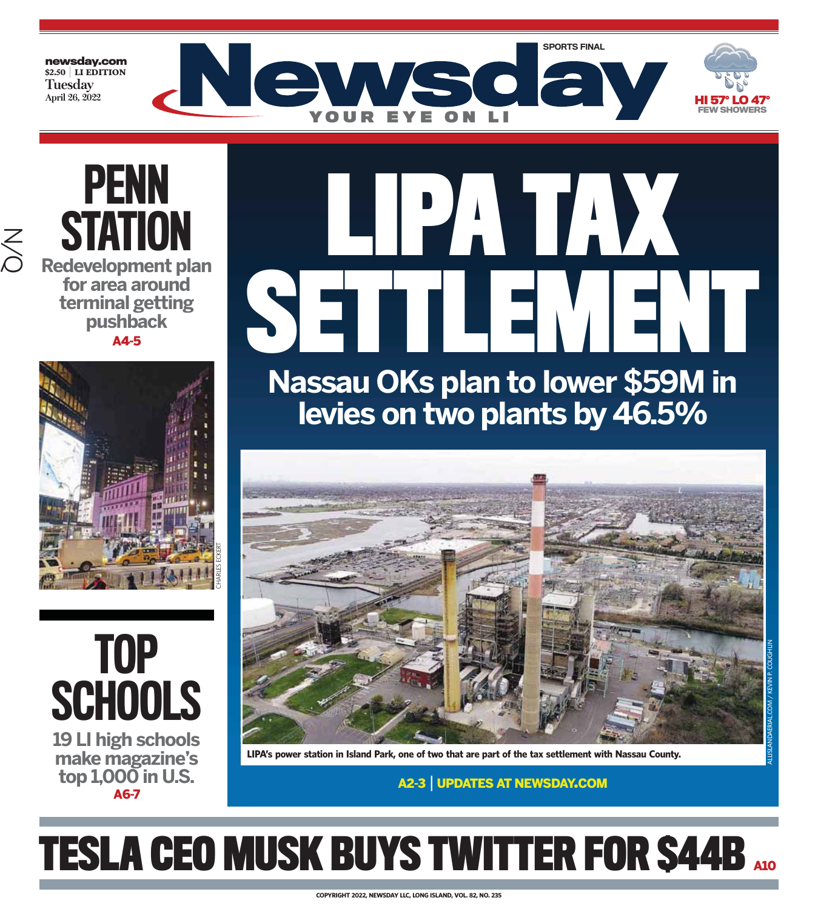newsday.com
$2.50 | LI EDITION
Tuesday
April 26, 2022

# Newsday

YOUR EYE ON LI

SPORTS FINAL

HI 57° LO 47°
FEW SHOWERS

## PENN STATION

Redevelopment plan for area around terminal getting pushback

A4-5

CHARLES ECKERT

## TOP SCHOOLS

19 LI high schools make magazine's top 1,000 in U.S.

A6-7

# LIPA TAX SETTLEMENT

## Nassau OKs plan to lower $59M in levies on two plants by 46.5%

ALLISLANDAERIAL.COM / KEVIN P. COUGHLIN

LIPA's power station in Island Park, one of two that are part of the tax settlement with Nassau County.

A2-3 | UPDATES AT NEWSDAY.COM

# TESLA CEO MUSK BUYS TWITTER FOR $44B

A10

COPYRIGHT 2022, NEWSDAY LLC, LONG ISLAND, VOL. 82, NO. 235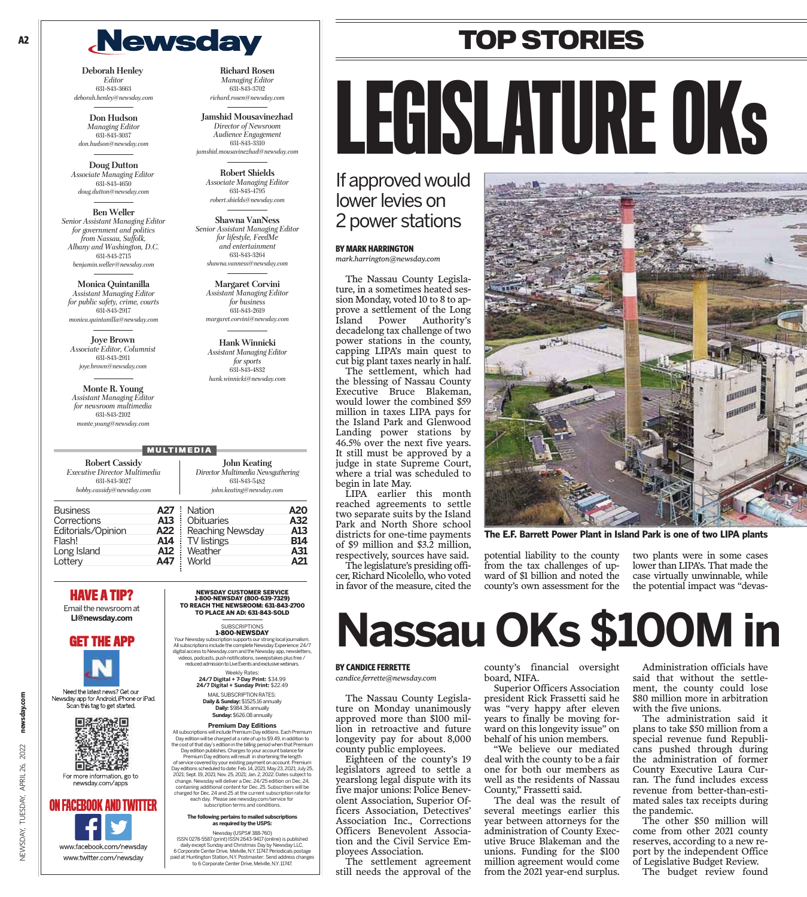# Newsday

**Deborah Henley**
*Editor*
631-843-3663
*deborah.henley@newsday.com*

**Richard Rosen**
*Managing Editor*
631-843-3702
*richard.rosen@newsday.com*

**Don Hudson**
*Managing Editor*
631-843-3037
*don.hudson@newsday.com*

**Jamshid Mousavinezhad**
*Director of Newsroom Audience Engagement*
631-843-3310
*jamshid.mousavinezhad@newsday.com*

**Doug Dutton**
*Associate Managing Editor*
631-843-4650
*doug.dutton@newsday.com*

**Robert Shields**
*Associate Managing Editor*
631-843-4795
*robert.shields@newsday.com*

**Ben Weller**
*Senior Assistant Managing Editor for government and politics from Nassau, Suffolk, Albany and Washington, D.C.*
631-843-2715
*benjamin.weller@newsday.com*

**Shawna VanNess**
*Senior Assistant Managing Editor for lifestyle, FeedMe and entertainment*
631-843-3264
*shawna.vanness@newsday.com*

**Monica Quintanilla**
*Assistant Managing Editor for public safety, crime, courts*
631-843-2917
*monica.quintanilla@newsday.com*

**Margaret Corvini**
*Assistant Managing Editor for business*
631-843-2619
*margaret.corvini@newsday.com*

**Joye Brown**
*Associate Editor, Columnist*
631-843-2911
*joye.brown@newsday.com*

**Hank Winnicki**
*Assistant Managing Editor for sports*
631-843-4832
*hank.winnicki@newsday.com*

**Monte R. Young**
*Assistant Managing Editor for newsroom multimedia*
631-843-2102
*monte.young@newsday.com*

**MULTIMEDIA**

**Robert Cassidy**
*Executive Director Multimedia*
631-843-3027
*bobby.cassidy@newsday.com*

**John Keating**
*Director Multimedia Newsgathering*
631-843-5482
*john.keating@newsday.com*

| | | | |
|---|---|---|---|
| Business | A27 | Nation | A20 |
| Corrections | A13 | Obituaries | A32 |
| Editorials/Opinion | A22 | Reaching Newsday | A13 |
| Flash! | A14 | TV listings | B14 |
| Long Island | A12 | Weather | A31 |
| Lottery | A47 | World | A21 |

## HAVE A TIP?

Email the newsroom at **LI@newsday.com**

## GET THE APP

Need the latest news? Get our Newsday app for Android, iPhone or iPad. Scan this tag to get started.

For more information, go to newsday.com/apps

## ON FACEBOOK AND TWITTER

www.facebook.com/newsday
www.twitter.com/newsday

**NEWSDAY CUSTOMER SERVICE 1-800-NEWSDAY (800-639-7329)**
**TO REACH THE NEWSROOM: 631-843-2700**
**TO PLACE AN AD: 631-843-SOLD**

SUBSCRIPTIONS
**1-800-NEWSDAY**
Your Newsday subscription supports our strong local journalism. All subscriptions include the complete Newsday Experience: 24/7 digital access to Newsday.com and the Newsday app, newsletters, videos, podcasts, push notifications, sweepstakes plus free / reduced admission to Live Events and exclusive webinars.

Weekly Rates:
**24/7 Digital + 7-Day Print:** $34.99
**24/7 Digital + Sunday Print:** $22.49

MAIL SUBSCRIPTION RATES:
**Daily & Sunday:** $1525.16 annually
**Daily:** $984.36 annually
**Sunday:** $626.08 annually

**Premium Day Editions**
All subscriptions will include Premium Day editions. Each Premium Day edition will be charged at a rate of up to $9.49, in addition to the cost of that day's edition in the billing period when that Premium Day edition publishes. Charges to your account balance for Premium Day editions will result in shortening the length of service covered by your existing payment on account. Premium Day editions scheduled to date: Feb. 14, 2021; May 23, 2021; July 25, 2021; Sept. 19, 2021; Nov. 25, 2021; Jan. 2, 2022. Dates subject to change. Newsday will deliver a Dec. 24/25 edition on Dec. 24, containing additional content for Dec. 25. Subscribers will be charged for Dec. 24 and 25 at the current subscription rate for each day. Please see newsday.com/service for subscription terms and conditions.

**The following pertains to mailed subscriptions as required by the USPS:**
Newsday (USPS# 388-760)
ISSN 0278-5587 (print) ISSN 2643-9417 (online) is published daily except Sunday and Christmas Day by Newsday LLC, 6 Corporate Center Drive, Melville, N.Y. 11747. Periodicals postage paid at Huntington Station, N.Y. Postmaster: Send address changes to 6 Corporate Center Drive, Melville, N.Y. 11747.

# TOP STORIES

# LEGISLATURE OKs

## If approved would lower levies on 2 power stations

**BY MARK HARRINGTON**
*mark.harrington@newsday.com*

The Nassau County Legislature, in a sometimes heated session Monday, voted 10 to 8 to approve a settlement of the Long Island Power Authority's decadelong tax challenge of two power stations in the county, capping LIPA's main quest to cut big plant taxes nearly in half.

The settlement, which had the blessing of Nassau County Executive Bruce Blakeman, would lower the combined $59 million in taxes LIPA pays for the Island Park and Glenwood Landing power stations by 46.5% over the next five years. It still must be approved by a judge in state Supreme Court, where a trial was scheduled to begin in late May.

LIPA earlier this month reached agreements to settle two separate suits by the Island Park and North Shore school districts for one-time payments of $9 million and $3.2 million, respectively, sources have said.

The legislature's presiding officer, Richard Nicolello, who voted in favor of the measure, cited the potential liability to the county from the tax challenges of upward of $1 billion and noted the county's own assessment for the two plants were in some cases lower than LIPA's. That made the case virtually unwinnable, while the potential impact was "devas-

**The E.F. Barrett Power Plant in Island Park is one of two LIPA plants**

# Nassau OKs $100M in

**BY CANDICE FERRETTE**
*candice.ferrette@newsday.com*

The Nassau County Legislature on Monday unanimously approved more than $100 million in retroactive and future longevity pay for about 8,000 county public employees.

Eighteen of the county's 19 legislators agreed to settle a yearslong legal dispute with its five major unions: Police Benevolent Association, Superior Officers Association Inc., Detectives' Association Inc., Corrections Officers Benevolent Association and the Civil Service Employees Association.

The settlement agreement still needs the approval of the county's financial oversight board, NIFA.

Superior Officers Association president Rick Frassetti said he was "very happy after eleven years to finally be moving forward on this longevity issue" on behalf of his union members.

"We believe our mediated deal with the county to be a fair one for both our members as well as the residents of Nassau County," Frassetti said.

The deal was the result of several meetings earlier this year between attorneys for the administration of County Executive Bruce Blakeman and the unions. Funding for the $100 million agreement would come from the 2021 year-end surplus.

Administration officials have said that without the settlement, the county could lose $80 million more in arbitration with the five unions.

The administration said it plans to take $50 million from a special revenue fund Republicans pushed through during the administration of former County Executive Laura Curran. The fund includes excess revenue from better-than-estimated sales tax receipts during the pandemic.

The other $50 million will come from other 2021 county reserves, according to a new report by the independent Office of Legislative Budget Review.

The budget review found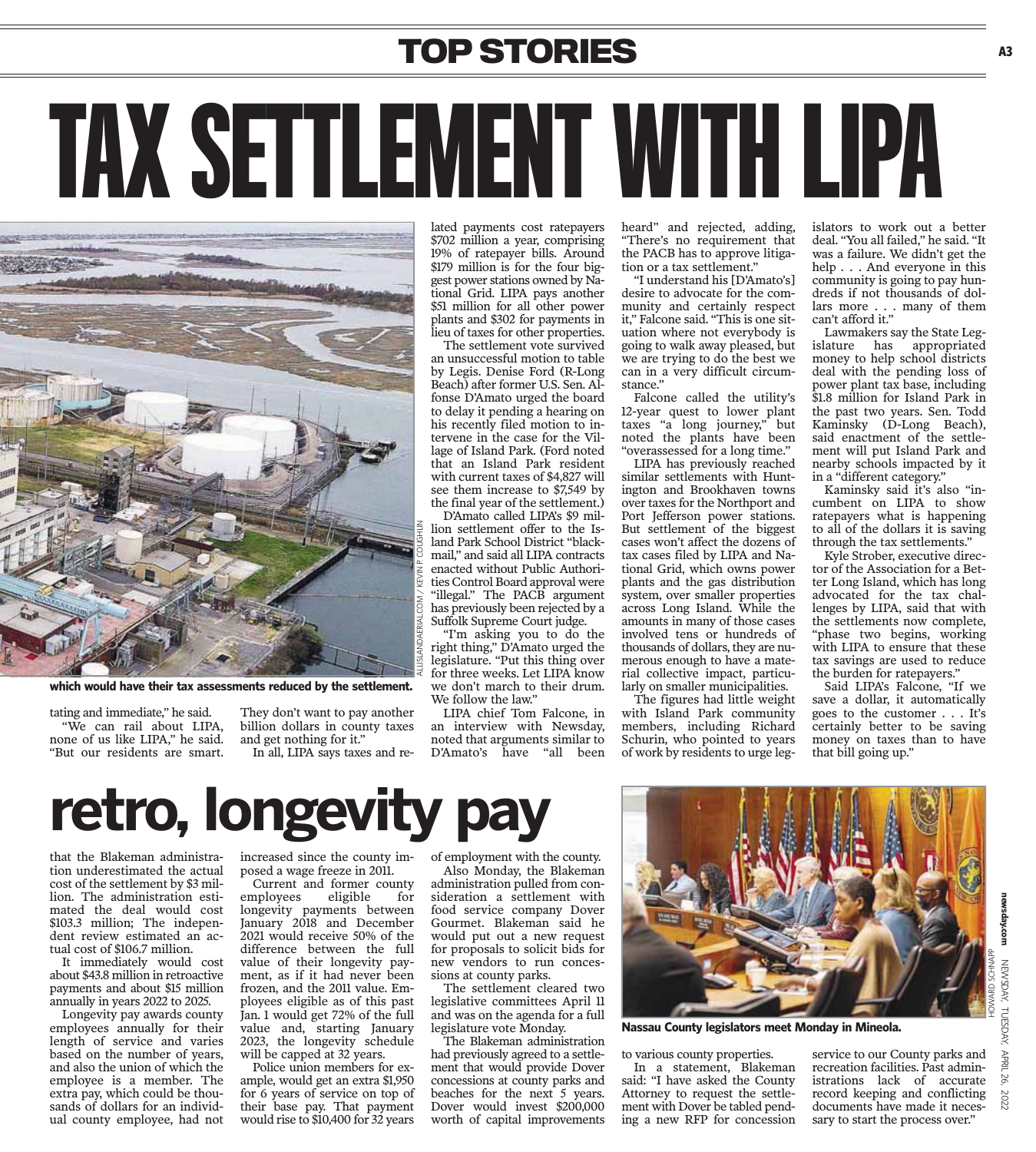# TAX SETTLEMENT WITH LIPA

which would have their tax assessments reduced by the settlement.

tating and immediate," he said.

"We can rail about LIPA, none of us like LIPA," he said. "But our residents are smart. They don't want to pay another billion dollars in county taxes and get nothing for it."

In all, LIPA says taxes and related payments cost ratepayers $702 million a year, comprising 19% of ratepayer bills. Around $179 million is for the four biggest power stations owned by National Grid. LIPA pays another $51 million for all other power plants and $302 for payments in lieu of taxes for other properties.

The settlement vote survived an unsuccessful motion to table by Legis. Denise Ford (R-Long Beach) after former U.S. Sen. Alfonse D'Amato urged the board to delay it pending a hearing on his recently filed motion to intervene in the case for the Village of Island Park. (Ford noted that an Island Park resident with current taxes of $4,827 will see them increase to $7,549 by the final year of the settlement.)

D'Amato called LIPA's $9 million settlement offer to the Island Park School District "blackmail," and said all LIPA contracts enacted without Public Authorities Control Board approval were "illegal." The PACB argument has previously been rejected by a Suffolk Supreme Court judge.

"I'm asking you to do the right thing," D'Amato urged the legislature. "Put this thing over for three weeks. Let LIPA know we don't march to their drum. We follow the law."

LIPA chief Tom Falcone, in an interview with Newsday, noted that arguments similar to D'Amato's have "all been heard" and rejected, adding, "There's no requirement that the PACB has to approve litigation or a tax settlement."

"I understand his [D'Amato's] desire to advocate for the community and certainly respect it," Falcone said. "This is one situation where not everybody is going to walk away pleased, but we are trying to do the best we can in a very difficult circumstance."

Falcone called the utility's 12-year quest to lower plant taxes "a long journey," but noted the plants have been "overassessed for a long time."

LIPA has previously reached similar settlements with Huntington and Brookhaven towns over taxes for the Northport and Port Jefferson power stations. But settlement of the biggest cases won't affect the dozens of tax cases filed by LIPA and National Grid, which owns power plants and the gas distribution system, over smaller properties across Long Island. While the amounts in many of those cases involved tens or hundreds of thousands of dollars, they are numerous enough to have a material collective impact, particularly on smaller municipalities.

The figures had little weight with Island Park community members, including Richard Schurin, who pointed to years of work by residents to urge legislators to work out a better deal. "You all failed," he said. "It was a failure. We didn't get the help . . . And everyone in this community is going to pay hundreds if not thousands of dollars more . . . many of them can't afford it."

Lawmakers say the State Legislature has appropriated money to help school districts deal with the pending loss of power plant tax base, including $1.8 million for Island Park in the past two years. Sen. Todd Kaminsky (D-Long Beach), said enactment of the settlement will put Island Park and nearby schools impacted by it in a "different category."

Kaminsky said it's also "incumbent on LIPA to show ratepayers what is happening to all of the dollars it is saving through the tax settlements."

Kyle Strober, executive director of the Association for a Better Long Island, which has long advocated for the tax challenges by LIPA, said that with the settlements now complete, "phase two begins, working with LIPA to ensure that these tax savings are used to reduce the burden for ratepayers."

Said LIPA's Falcone, "If we save a dollar, it automatically goes to the customer . . . It's certainly better to be saving money on taxes than to have that bill going up."

# retro, longevity pay

that the Blakeman administration underestimated the actual cost of the settlement by $3 million. The administration estimated the deal would cost $103.3 million; The independent review estimated an actual cost of $106.7 million.

It immediately would cost about $43.8 million in retroactive payments and about $15 million annually in years 2022 to 2025.

Longevity pay awards county employees annually for their length of service and varies based on the number of years, and also the union of which the employee is a member. The extra pay, which could be thousands of dollars for an individual county employee, had not increased since the county imposed a wage freeze in 2011.

Current and former county employees eligible for longevity payments between January 2018 and December 2021 would receive 50% of the difference between the full value of their longevity payment, as if it had never been frozen, and the 2011 value. Employees eligible as of this past Jan. 1 would get 72% of the full value and, starting January 2023, the longevity schedule will be capped at 32 years.

Police union members for example, would get an extra $1,950 for 6 years of service on top of their base pay. That payment would rise to $10,400 for 32 years of employment with the county.

Also Monday, the Blakeman administration pulled from consideration a settlement with food service company Dover Gourmet. Blakeman said he would put out a new request for proposals to solicit bids for new vendors to run concessions at county parks.

The settlement cleared two legislative committees April 11 and was on the agenda for a full legislature vote Monday.

The Blakeman administration had previously agreed to a settlement that would provide Dover concessions at county parks and beaches for the next 5 years. Dover would invest $200,000 worth of capital improvements to various county properties.

In a statement, Blakeman said: "I have asked the County Attorney to request the settlement with Dover be tabled pending a new RFP for concession service to our County parks and recreation facilities. Past administrations lack of accurate record keeping and conflicting documents have made it necessary to start the process over."

Nassau County legislators meet Monday in Mineola.